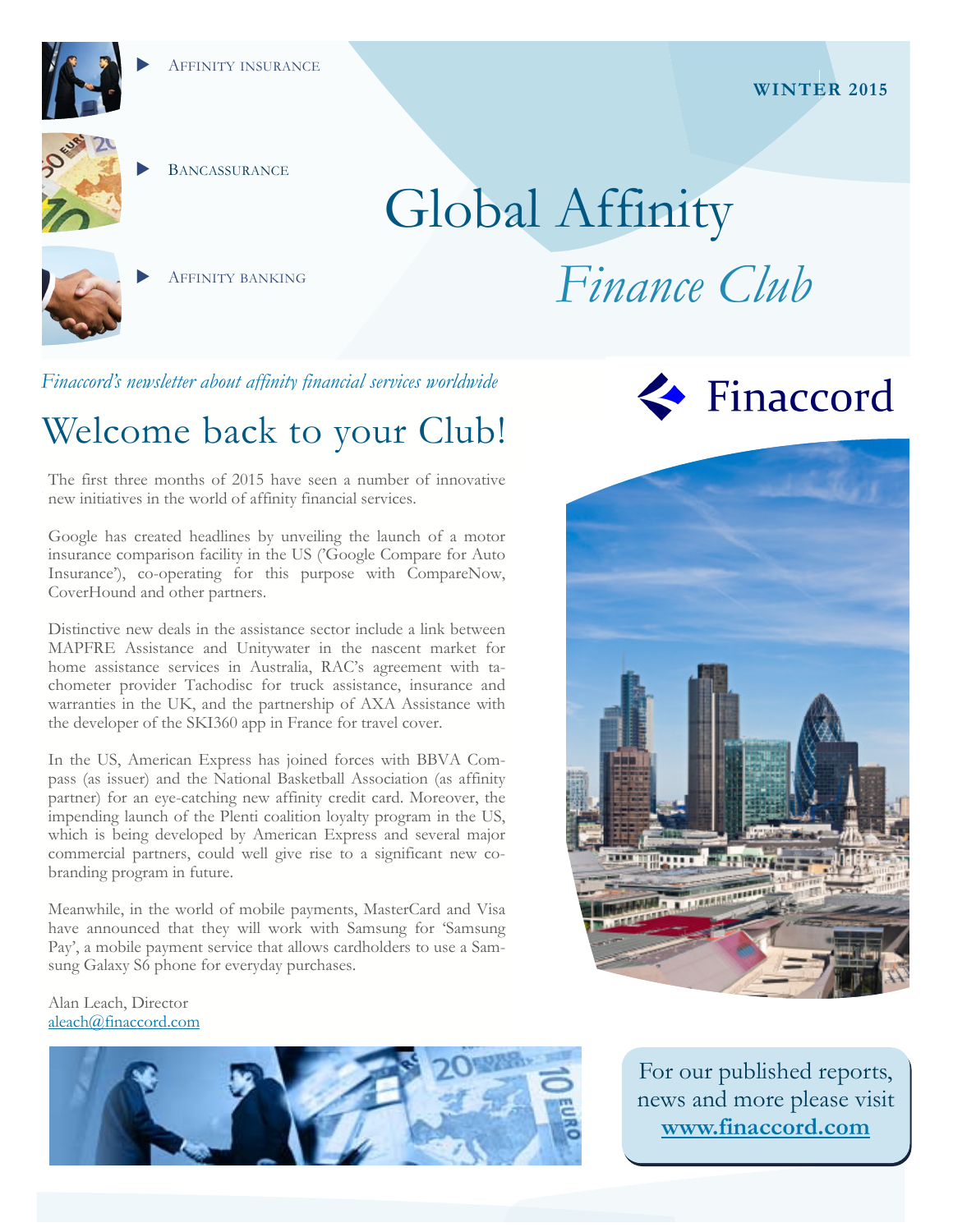▶ Affinity insurance

▶ Bancassurance

▶ Affinity banking

WINTER 2015

# Global Affinity *Finance Club*

*Finaccord's newsletter about affinity financial services worldwide*

Finaccord

## Welcome back to your Club!

The first three months of 2015 have seen a number of innovative new initiatives in the world of affinity financial services.

Google has created headlines by unveiling the launch of a motor insurance comparison facility in the US ('Google Compare for Auto Insurance'), co-operating for this purpose with CompareNow, CoverHound and other partners.

Distinctive new deals in the assistance sector include a link between MAPFRE Assistance and Unitywater in the nascent market for home assistance services in Australia, RAC's agreement with tachometer provider Tachodisc for truck assistance, insurance and warranties in the UK, and the partnership of AXA Assistance with the developer of the SKI360 app in France for travel cover.

In the US, American Express has joined forces with BBVA Compass (as issuer) and the National Basketball Association (as affinity partner) for an eye-catching new affinity credit card. Moreover, the impending launch of the Plenti coalition loyalty program in the US, which is being developed by American Express and several major commercial partners, could well give rise to a significant new co-branding program in future.

Meanwhile, in the world of mobile payments, MasterCard and Visa have announced that they will work with Samsung for 'Samsung Pay', a mobile payment service that allows cardholders to use a Samsung Galaxy S6 phone for everyday purchases.

Alan Leach, Director
aleach@finaccord.com

For our published reports, news and more please visit **www.finaccord.com**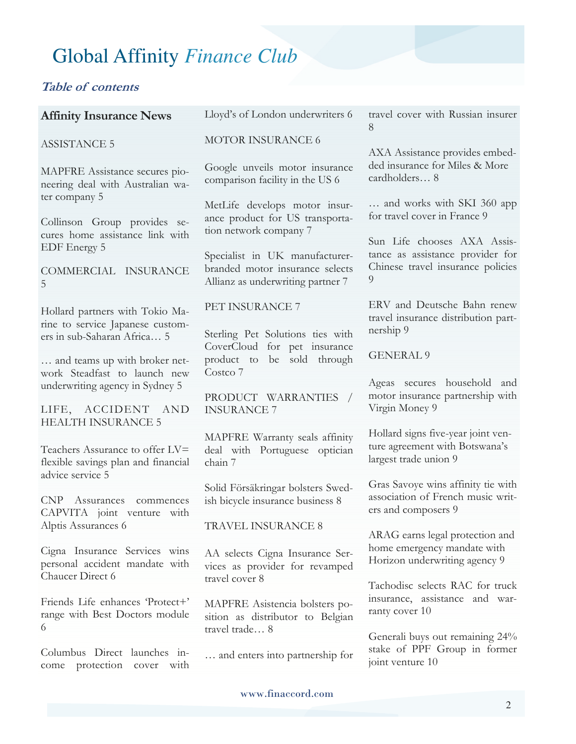# Global Affinity *Finance Club*

***Table of contents***

**Affinity Insurance News**

ASSISTANCE 5

MAPFRE Assistance secures pioneering deal with Australian water company 5

Collinson Group provides secures home assistance link with EDF Energy 5

COMMERCIAL INSURANCE 5

Hollard partners with Tokio Marine to service Japanese customers in sub-Saharan Africa… 5

… and teams up with broker network Steadfast to launch new underwriting agency in Sydney 5

LIFE, ACCIDENT AND HEALTH INSURANCE 5

Teachers Assurance to offer LV= flexible savings plan and financial advice service 5

CNP Assurances commences CAPVITA joint venture with Alptis Assurances 6

Cigna Insurance Services wins personal accident mandate with Chaucer Direct 6

Friends Life enhances 'Protect+' range with Best Doctors module 6

Columbus Direct launches income protection cover with Lloyd's of London underwriters 6

MOTOR INSURANCE 6

Google unveils motor insurance comparison facility in the US 6

MetLife develops motor insurance product for US transportation network company 7

Specialist in UK manufacturer-branded motor insurance selects Allianz as underwriting partner 7

PET INSURANCE 7

Sterling Pet Solutions ties with CoverCloud for pet insurance product to be sold through Costco 7

PRODUCT WARRANTIES / INSURANCE 7

MAPFRE Warranty seals affinity deal with Portuguese optician chain 7

Solid Försäkringar bolsters Swedish bicycle insurance business 8

TRAVEL INSURANCE 8

AA selects Cigna Insurance Services as provider for revamped travel cover 8

MAPFRE Asistencia bolsters position as distributor to Belgian travel trade… 8

… and enters into partnership for travel cover with Russian insurer 8

AXA Assistance provides embedded insurance for Miles & More cardholders… 8

… and works with SKI 360 app for travel cover in France 9

Sun Life chooses AXA Assistance as assistance provider for Chinese travel insurance policies 9

ERV and Deutsche Bahn renew travel insurance distribution partnership 9

GENERAL 9

Ageas secures household and motor insurance partnership with Virgin Money 9

Hollard signs five-year joint venture agreement with Botswana's largest trade union 9

Gras Savoye wins affinity tie with association of French music writers and composers 9

ARAG earns legal protection and home emergency mandate with Horizon underwriting agency 9

Tachodisc selects RAC for truck insurance, assistance and warranty cover 10

Generali buys out remaining 24% stake of PPF Group in former joint venture 10

www.finaccord.com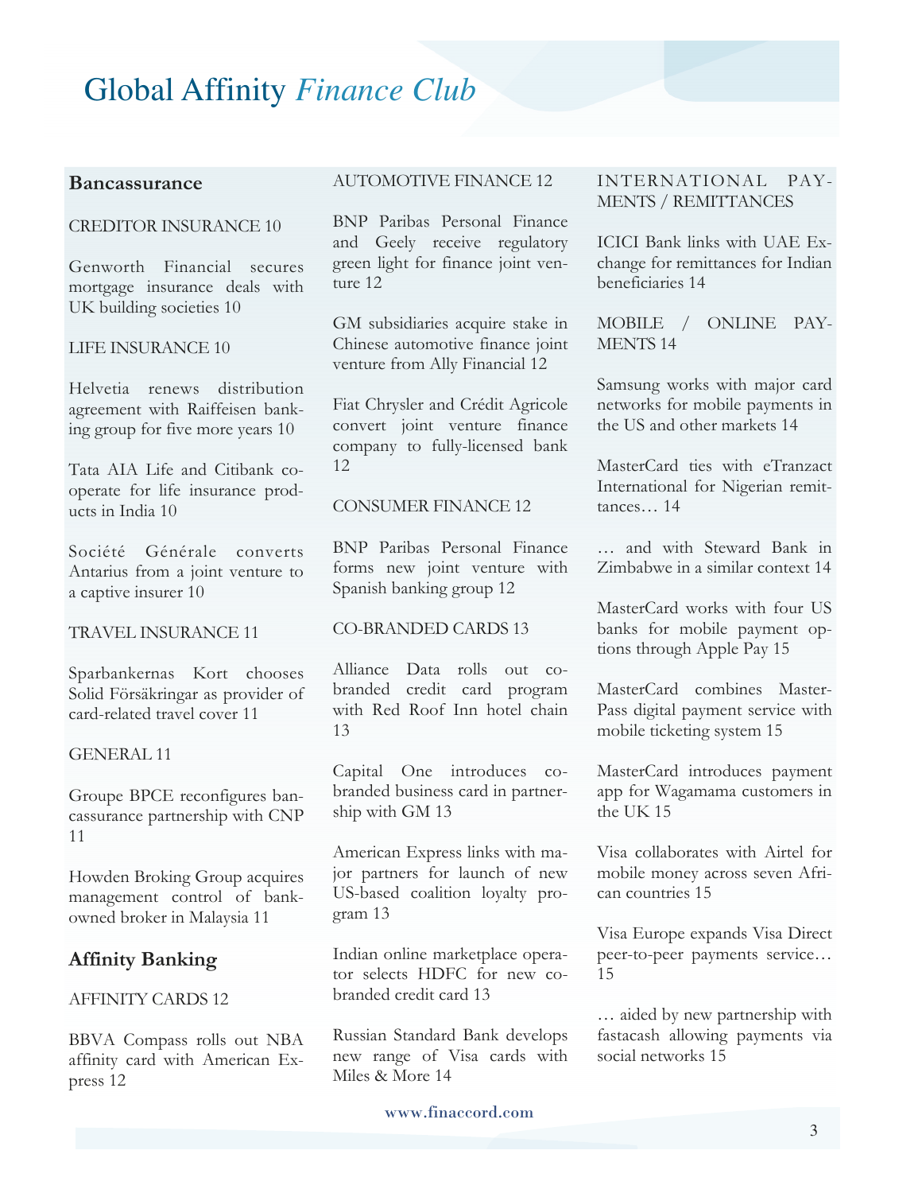# Global Affinity *Finance Club*

## Bancassurance

CREDITOR INSURANCE 10

Genworth Financial secures mortgage insurance deals with UK building societies 10

LIFE INSURANCE 10

Helvetia renews distribution agreement with Raiffeisen banking group for five more years 10

Tata AIA Life and Citibank cooperate for life insurance products in India 10

Société Générale converts Antarius from a joint venture to a captive insurer 10

TRAVEL INSURANCE 11

Sparbankernas Kort chooses Solid Försäkringar as provider of card-related travel cover 11

GENERAL 11

Groupe BPCE reconfigures bancassurance partnership with CNP 11

Howden Broking Group acquires management control of bank-owned broker in Malaysia 11

## Affinity Banking

AFFINITY CARDS 12

BBVA Compass rolls out NBA affinity card with American Express 12

AUTOMOTIVE FINANCE 12

BNP Paribas Personal Finance and Geely receive regulatory green light for finance joint venture 12

GM subsidiaries acquire stake in Chinese automotive finance joint venture from Ally Financial 12

Fiat Chrysler and Crédit Agricole convert joint venture finance company to fully-licensed bank 12

CONSUMER FINANCE 12

BNP Paribas Personal Finance forms new joint venture with Spanish banking group 12

CO-BRANDED CARDS 13

Alliance Data rolls out co-branded credit card program with Red Roof Inn hotel chain 13

Capital One introduces co-branded business card in partnership with GM 13

American Express links with major partners for launch of new US-based coalition loyalty program 13

Indian online marketplace operator selects HDFC for new co-branded credit card 13

Russian Standard Bank develops new range of Visa cards with Miles & More 14

INTERNATIONAL PAYMENTS / REMITTANCES

ICICI Bank links with UAE Exchange for remittances for Indian beneficiaries 14

MOBILE / ONLINE PAYMENTS 14

Samsung works with major card networks for mobile payments in the US and other markets 14

MasterCard ties with eTranzact International for Nigerian remittances… 14

… and with Steward Bank in Zimbabwe in a similar context 14

MasterCard works with four US banks for mobile payment options through Apple Pay 15

MasterCard combines MasterPass digital payment service with mobile ticketing system 15

MasterCard introduces payment app for Wagamama customers in the UK 15

Visa collaborates with Airtel for mobile money across seven African countries 15

Visa Europe expands Visa Direct peer-to-peer payments service… 15

… aided by new partnership with fastacash allowing payments via social networks 15

www.finaccord.com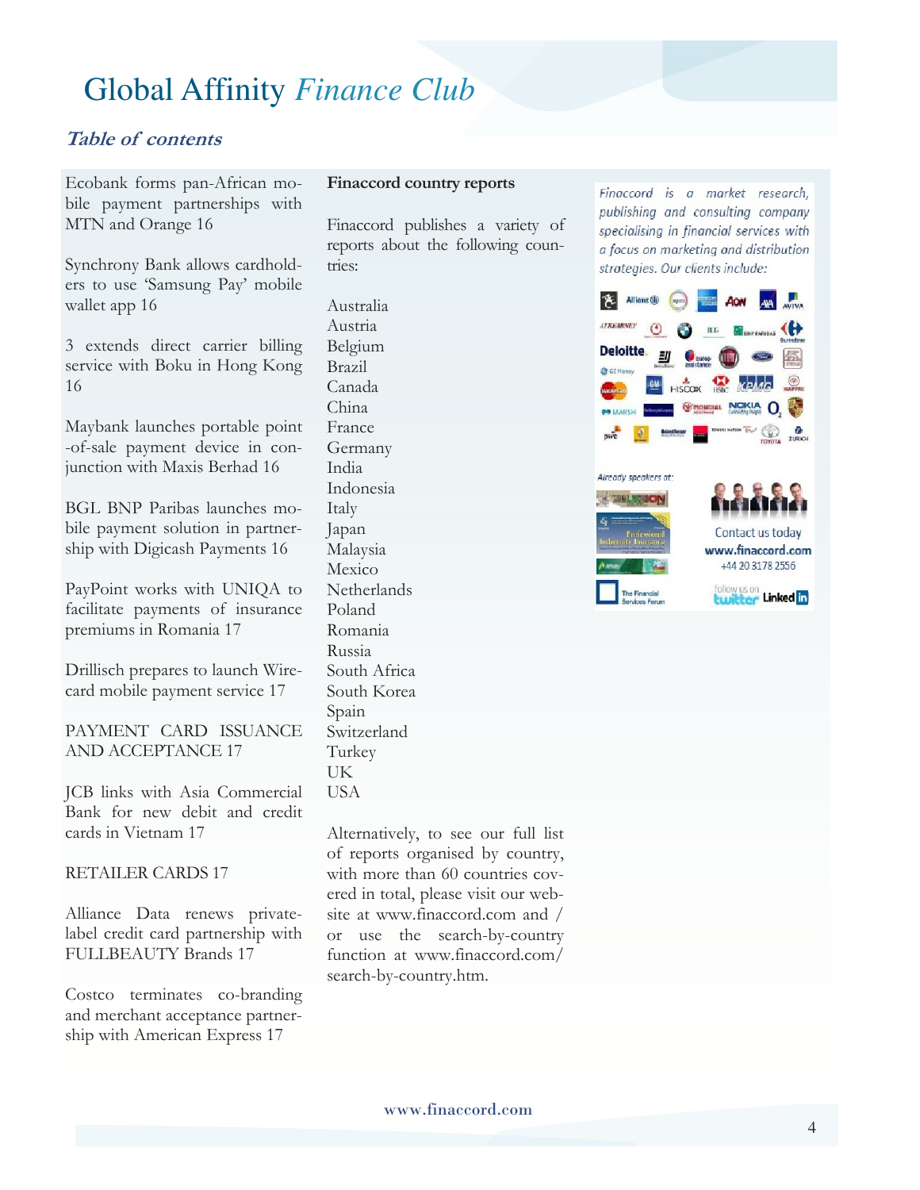# Global Affinity *Finance Club*

## *Table of contents*

Ecobank forms pan-African mobile payment partnerships with MTN and Orange 16

Synchrony Bank allows cardholders to use 'Samsung Pay' mobile wallet app 16

3 extends direct carrier billing service with Boku in Hong Kong 16

Maybank launches portable point-of-sale payment device in conjunction with Maxis Berhad 16

BGL BNP Paribas launches mobile payment solution in partnership with Digicash Payments 16

PayPoint works with UNIQA to facilitate payments of insurance premiums in Romania 17

Drillisch prepares to launch Wirecard mobile payment service 17

PAYMENT CARD ISSUANCE AND ACCEPTANCE 17

JCB links with Asia Commercial Bank for new debit and credit cards in Vietnam 17

RETAILER CARDS 17

Alliance Data renews private-label credit card partnership with FULLBEAUTY Brands 17

Costco terminates co-branding and merchant acceptance partnership with American Express 17

**Finaccord country reports**

Finaccord publishes a variety of reports about the following countries:

Australia
Austria
Belgium
Brazil
Canada
China
France
Germany
India
Indonesia
Italy
Japan
Malaysia
Mexico
Netherlands
Poland
Romania
Russia
South Africa
South Korea
Spain
Switzerland
Turkey
UK
USA

Alternatively, to see our full list of reports organised by country, with more than 60 countries covered in total, please visit our website at www.finaccord.com and / or use the search-by-country function at www.finaccord.com/search-by-country.htm.

*Finaccord is a market research, publishing and consulting company specialising in financial services with a focus on marketing and distribution strategies. Our clients include:*

*Already speakers at:*

Contact us today
www.finaccord.com
+44 20 3178 2556

follow us on twitter LinkedIn

www.finaccord.com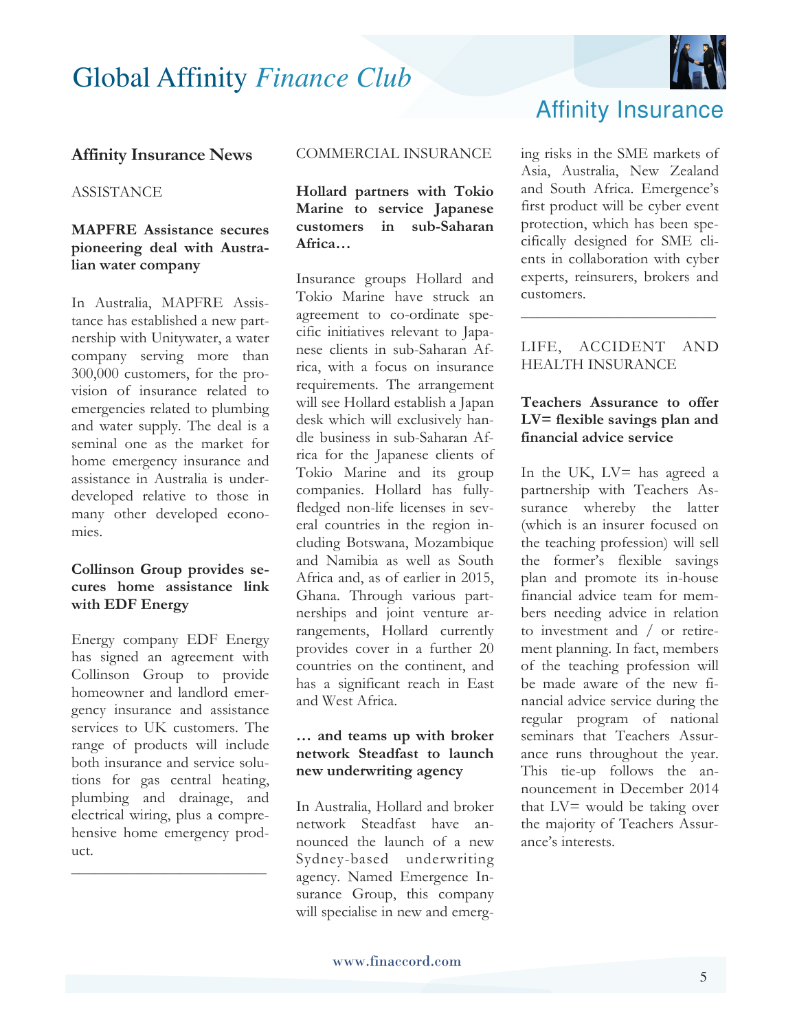## Affinity Insurance News

ASSISTANCE

**MAPFRE Assistance secures pioneering deal with Australian water company**

In Australia, MAPFRE Assistance has established a new partnership with Unitywater, a water company serving more than 300,000 customers, for the provision of insurance related to emergencies related to plumbing and water supply. The deal is a seminal one as the market for home emergency insurance and assistance in Australia is underdeveloped relative to those in many other developed economies.

**Collinson Group provides secures home assistance link with EDF Energy**

Energy company EDF Energy has signed an agreement with Collinson Group to provide homeowner and landlord emergency insurance and assistance services to UK customers. The range of products will include both insurance and service solutions for gas central heating, plumbing and drainage, and electrical wiring, plus a comprehensive home emergency product.

---

COMMERCIAL INSURANCE

**Hollard partners with Tokio Marine to service Japanese customers in sub-Saharan Africa…**

Insurance groups Hollard and Tokio Marine have struck an agreement to co-ordinate specific initiatives relevant to Japanese clients in sub-Saharan Africa, with a focus on insurance requirements. The arrangement will see Hollard establish a Japan desk which will exclusively handle business in sub-Saharan Africa for the Japanese clients of Tokio Marine and its group companies. Hollard has fully-fledged non-life licenses in several countries in the region including Botswana, Mozambique and Namibia as well as South Africa and, as of earlier in 2015, Ghana. Through various partnerships and joint venture arrangements, Hollard currently provides cover in a further 20 countries on the continent, and has a significant reach in East and West Africa.

**… and teams up with broker network Steadfast to launch new underwriting agency**

In Australia, Hollard and broker network Steadfast have announced the launch of a new Sydney-based underwriting agency. Named Emergence Insurance Group, this company will specialise in new and emerging risks in the SME markets of Asia, Australia, New Zealand and South Africa. Emergence's first product will be cyber event protection, which has been specifically designed for SME clients in collaboration with cyber experts, reinsurers, brokers and customers.

---

LIFE, ACCIDENT AND HEALTH INSURANCE

**Teachers Assurance to offer LV= flexible savings plan and financial advice service**

In the UK, LV= has agreed a partnership with Teachers Assurance whereby the latter (which is an insurer focused on the teaching profession) will sell the former's flexible savings plan and promote its in-house financial advice team for members needing advice in relation to investment and / or retirement planning. In fact, members of the teaching profession will be made aware of the new financial advice service during the regular program of national seminars that Teachers Assurance runs throughout the year. This tie-up follows the announcement in December 2014 that LV= would be taking over the majority of Teachers Assurance's interests.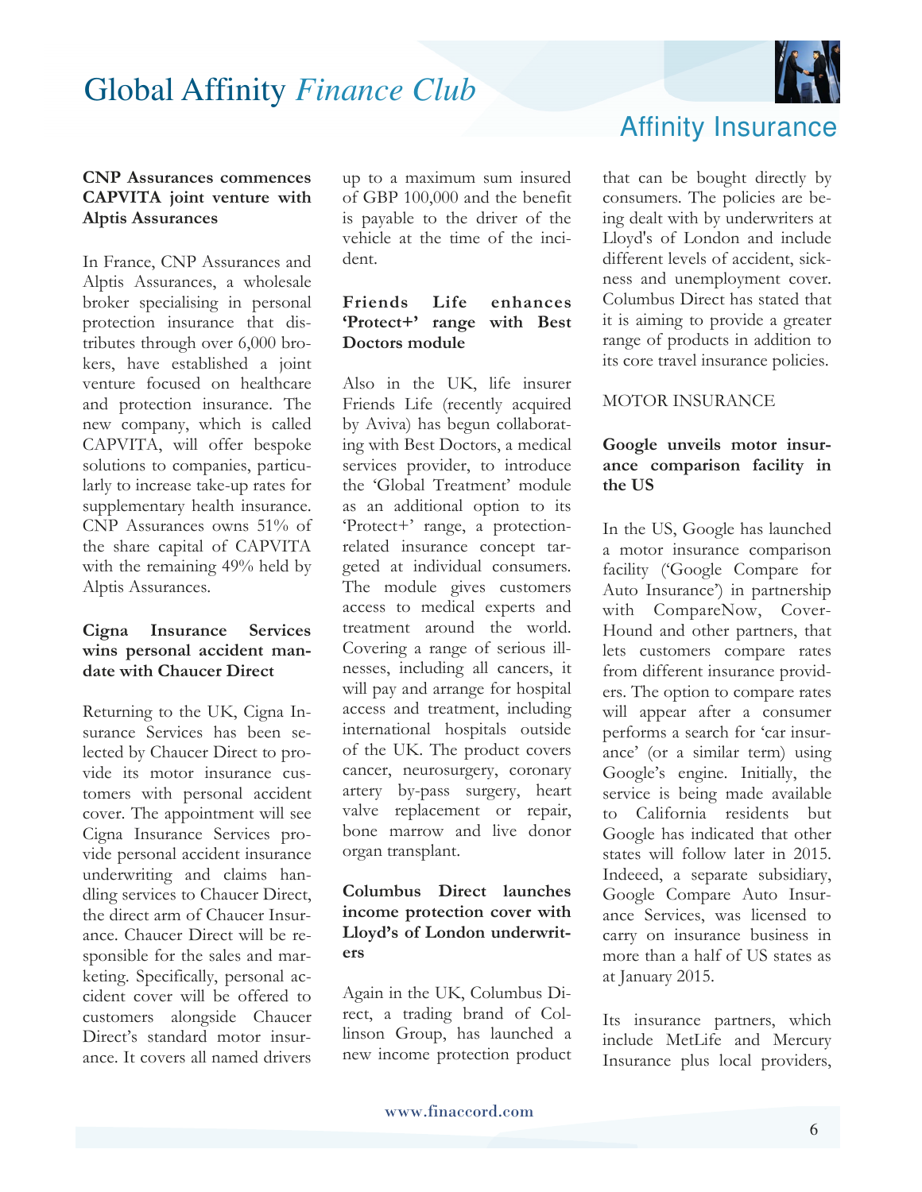### CNP Assurances commences CAPVITA joint venture with Alptis Assurances

In France, CNP Assurances and Alptis Assurances, a wholesale broker specialising in personal protection insurance that distributes through over 6,000 brokers, have established a joint venture focused on healthcare and protection insurance. The new company, which is called CAPVITA, will offer bespoke solutions to companies, particularly to increase take-up rates for supplementary health insurance. CNP Assurances owns 51% of the share capital of CAPVITA with the remaining 49% held by Alptis Assurances.

### Cigna Insurance Services wins personal accident mandate with Chaucer Direct

Returning to the UK, Cigna Insurance Services has been selected by Chaucer Direct to provide its motor insurance customers with personal accident cover. The appointment will see Cigna Insurance Services provide personal accident insurance underwriting and claims handling services to Chaucer Direct, the direct arm of Chaucer Insurance. Chaucer Direct will be responsible for the sales and marketing. Specifically, personal accident cover will be offered to customers alongside Chaucer Direct's standard motor insurance. It covers all named drivers up to a maximum sum insured of GBP 100,000 and the benefit is payable to the driver of the vehicle at the time of the incident.

### Friends Life enhances 'Protect+' range with Best Doctors module

Also in the UK, life insurer Friends Life (recently acquired by Aviva) has begun collaborating with Best Doctors, a medical services provider, to introduce the 'Global Treatment' module as an additional option to its 'Protect+' range, a protection-related insurance concept targeted at individual consumers. The module gives customers access to medical experts and treatment around the world. Covering a range of serious illnesses, including all cancers, it will pay and arrange for hospital access and treatment, including international hospitals outside of the UK. The product covers cancer, neurosurgery, coronary artery by-pass surgery, heart valve replacement or repair, bone marrow and live donor organ transplant.

### Columbus Direct launches income protection cover with Lloyd's of London underwriters

Again in the UK, Columbus Direct, a trading brand of Collinson Group, has launched a new income protection product that can be bought directly by consumers. The policies are being dealt with by underwriters at Lloyd's of London and include different levels of accident, sickness and unemployment cover. Columbus Direct has stated that it is aiming to provide a greater range of products in addition to its core travel insurance policies.

## MOTOR INSURANCE

### Google unveils motor insurance comparison facility in the US

In the US, Google has launched a motor insurance comparison facility ('Google Compare for Auto Insurance') in partnership with CompareNow, CoverHound and other partners, that lets customers compare rates from different insurance providers. The option to compare rates will appear after a consumer performs a search for 'car insurance' (or a similar term) using Google's engine. Initially, the service is being made available to California residents but Google has indicated that other states will follow later in 2015. Indeed, a separate subsidiary, Google Compare Auto Insurance Services, was licensed to carry on insurance business in more than a half of US states as at January 2015.

Its insurance partners, which include MetLife and Mercury Insurance plus local providers,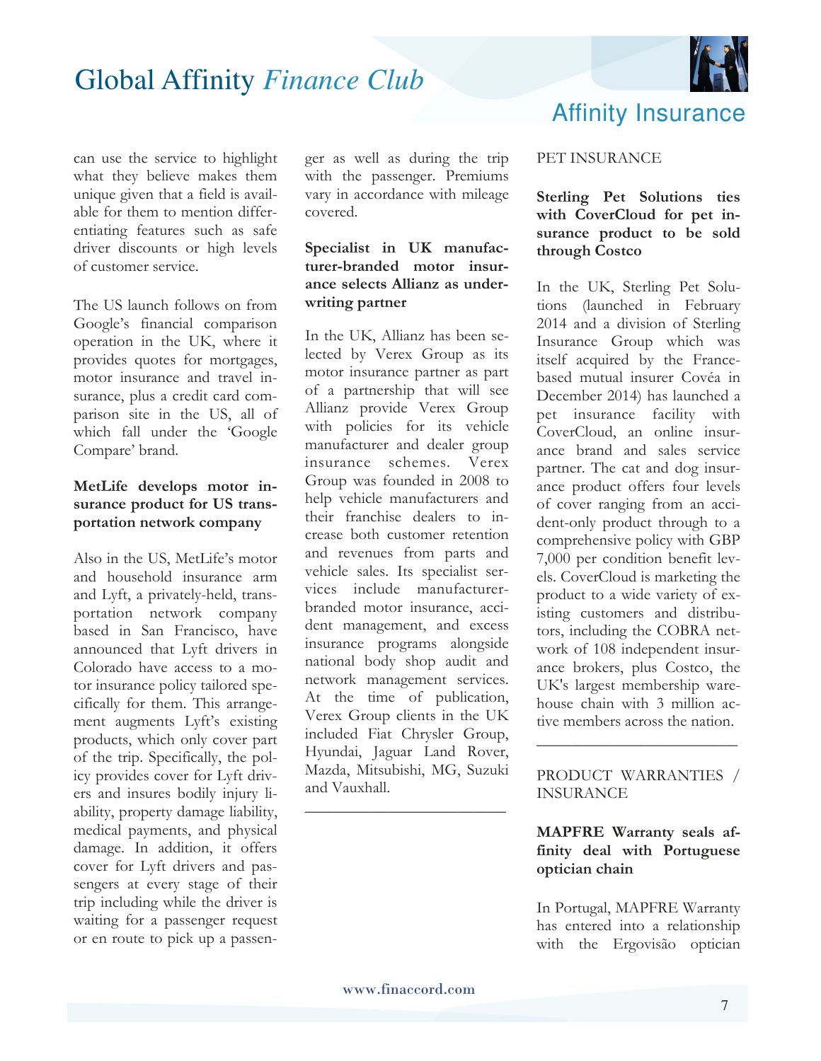can use the service to highlight what they believe makes them unique given that a field is available for them to mention differentiating features such as safe driver discounts or high levels of customer service.

The US launch follows on from Google's financial comparison operation in the UK, where it provides quotes for mortgages, motor insurance and travel insurance, plus a credit card comparison site in the US, all of which fall under the 'Google Compare' brand.

**MetLife develops motor insurance product for US transportation network company**

Also in the US, MetLife's motor and household insurance arm and Lyft, a privately-held, transportation network company based in San Francisco, have announced that Lyft drivers in Colorado have access to a motor insurance policy tailored specifically for them. This arrangement augments Lyft's existing products, which only cover part of the trip. Specifically, the policy provides cover for Lyft drivers and insures bodily injury liability, property damage liability, medical payments, and physical damage. In addition, it offers cover for Lyft drivers and passengers at every stage of their trip including while the driver is waiting for a passenger request or en route to pick up a passenger as well as during the trip with the passenger. Premiums vary in accordance with mileage covered.

**Specialist in UK manufacturer-branded motor insurance selects Allianz as underwriting partner**

In the UK, Allianz has been selected by Verex Group as its motor insurance partner as part of a partnership that will see Allianz provide Verex Group with policies for its vehicle manufacturer and dealer group insurance schemes. Verex Group was founded in 2008 to help vehicle manufacturers and their franchise dealers to increase both customer retention and revenues from parts and vehicle sales. Its specialist services include manufacturer-branded motor insurance, accident management, and excess insurance programs alongside national body shop audit and network management services. At the time of publication, Verex Group clients in the UK included Fiat Chrysler Group, Hyundai, Jaguar Land Rover, Mazda, Mitsubishi, MG, Suzuki and Vauxhall.

---

PET INSURANCE

**Sterling Pet Solutions ties with CoverCloud for pet insurance product to be sold through Costco**

In the UK, Sterling Pet Solutions (launched in February 2014 and a division of Sterling Insurance Group which was itself acquired by the France-based mutual insurer Covéa in December 2014) has launched a pet insurance facility with CoverCloud, an online insurance brand and sales service partner. The cat and dog insurance product offers four levels of cover ranging from an accident-only product through to a comprehensive policy with GBP 7,000 per condition benefit levels. CoverCloud is marketing the product to a wide variety of existing customers and distributors, including the COBRA network of 108 independent insurance brokers, plus Costco, the UK's largest membership warehouse chain with 3 million active members across the nation.

---

PRODUCT WARRANTIES / INSURANCE

**MAPFRE Warranty seals affinity deal with Portuguese optician chain**

In Portugal, MAPFRE Warranty has entered into a relationship with the Ergovisão optician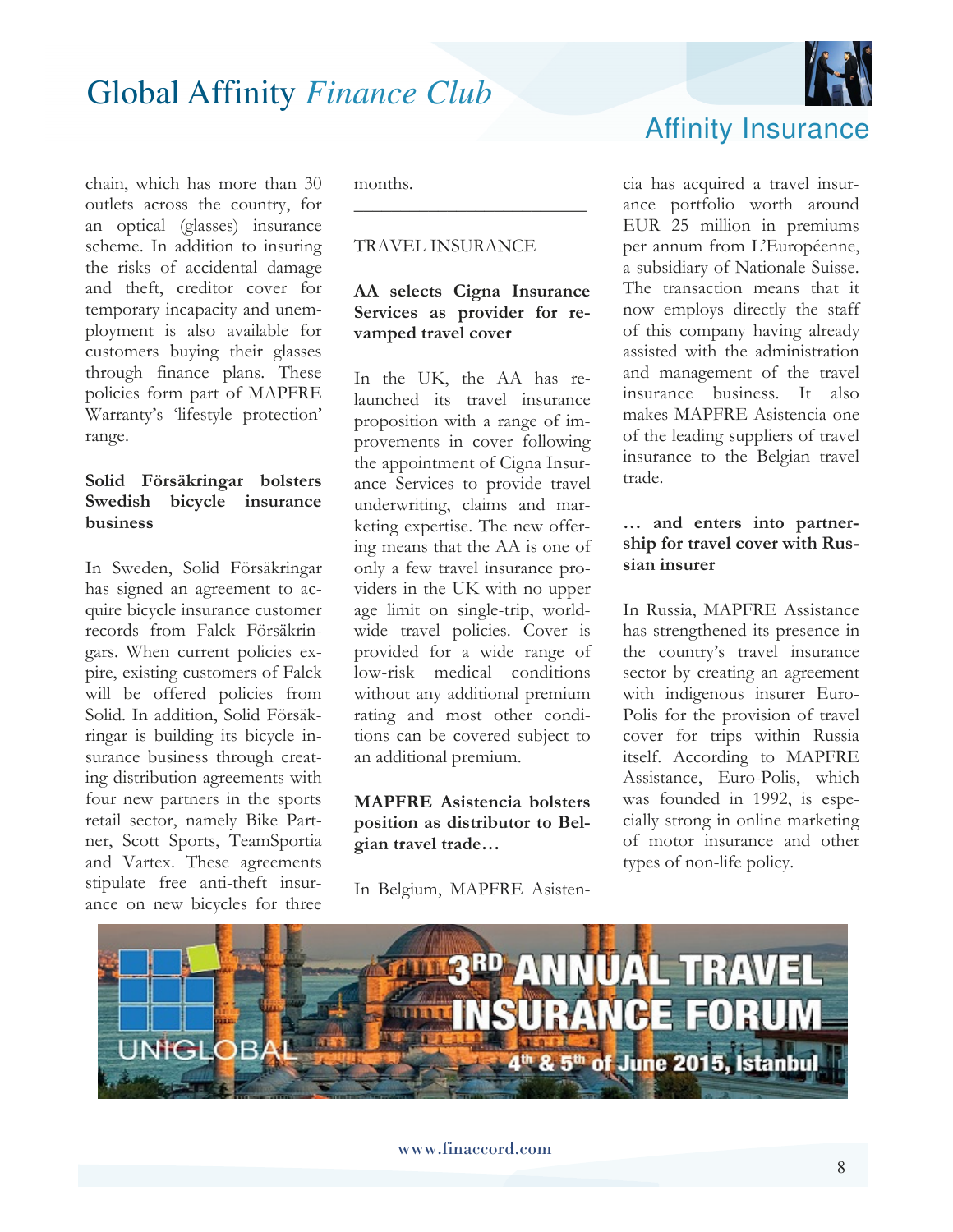chain, which has more than 30 outlets across the country, for an optical (glasses) insurance scheme. In addition to insuring the risks of accidental damage and theft, creditor cover for temporary incapacity and unemployment is also available for customers buying their glasses through finance plans. These policies form part of MAPFRE Warranty's 'lifestyle protection' range.

**Solid Försäkringar bolsters Swedish bicycle insurance business**

In Sweden, Solid Försäkringar has signed an agreement to acquire bicycle insurance customer records from Falck Försäkringars. When current policies expire, existing customers of Falck will be offered policies from Solid. In addition, Solid Försäkringar is building its bicycle insurance business through creating distribution agreements with four new partners in the sports retail sector, namely Bike Partner, Scott Sports, TeamSportia and Vartex. These agreements stipulate free anti-theft insurance on new bicycles for three months.

---

TRAVEL INSURANCE

**AA selects Cigna Insurance Services as provider for revamped travel cover**

In the UK, the AA has relaunched its travel insurance proposition with a range of improvements in cover following the appointment of Cigna Insurance Services to provide travel underwriting, claims and marketing expertise. The new offering means that the AA is one of only a few travel insurance providers in the UK with no upper age limit on single-trip, worldwide travel policies. Cover is provided for a wide range of low-risk medical conditions without any additional premium rating and most other conditions can be covered subject to an additional premium.

**MAPFRE Asistencia bolsters position as distributor to Belgian travel trade…**

In Belgium, MAPFRE Asistencia has acquired a travel insurance portfolio worth around EUR 25 million in premiums per annum from L'Européenne, a subsidiary of Nationale Suisse. The transaction means that it now employs directly the staff of this company having already assisted with the administration and management of the travel insurance business. It also makes MAPFRE Asistencia one of the leading suppliers of travel insurance to the Belgian travel trade.

**… and enters into partnership for travel cover with Russian insurer**

In Russia, MAPFRE Assistance has strengthened its presence in the country's travel insurance sector by creating an agreement with indigenous insurer Euro-Polis for the provision of travel cover for trips within Russia itself. According to MAPFRE Assistance, Euro-Polis, which was founded in 1992, is especially strong in online marketing of motor insurance and other types of non-life policy.

UNIGLOBAL 3RD ANNUAL TRAVEL INSURANCE FORUM
4th & 5th of June 2015, Istanbul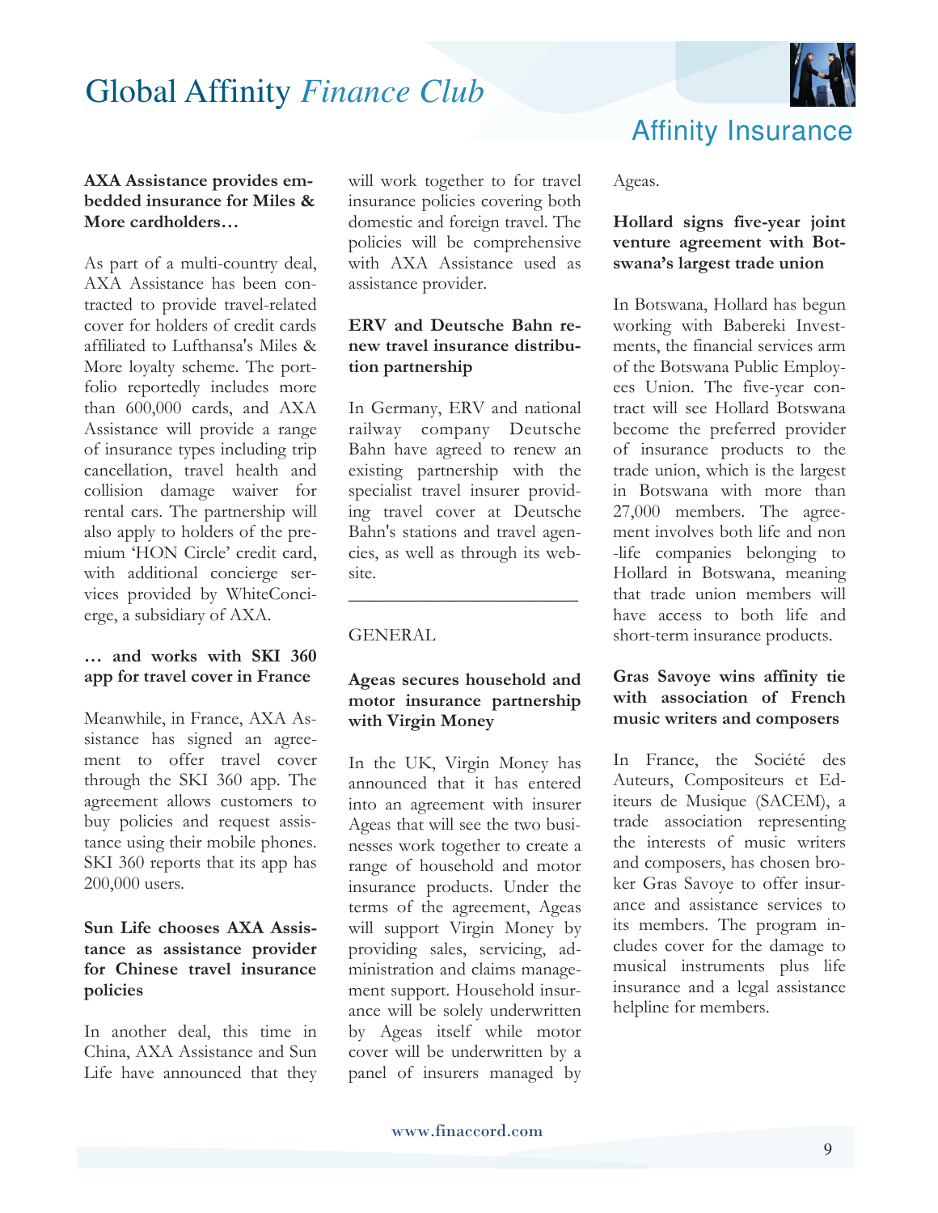**AXA Assistance provides embedded insurance for Miles & More cardholders…**

As part of a multi-country deal, AXA Assistance has been contracted to provide travel-related cover for holders of credit cards affiliated to Lufthansa's Miles & More loyalty scheme. The portfolio reportedly includes more than 600,000 cards, and AXA Assistance will provide a range of insurance types including trip cancellation, travel health and collision damage waiver for rental cars. The partnership will also apply to holders of the premium 'HON Circle' credit card, with additional concierge services provided by WhiteConcierge, a subsidiary of AXA.

**… and works with SKI 360 app for travel cover in France**

Meanwhile, in France, AXA Assistance has signed an agreement to offer travel cover through the SKI 360 app. The agreement allows customers to buy policies and request assistance using their mobile phones. SKI 360 reports that its app has 200,000 users.

**Sun Life chooses AXA Assistance as assistance provider for Chinese travel insurance policies**

In another deal, this time in China, AXA Assistance and Sun Life have announced that they will work together to for travel insurance policies covering both domestic and foreign travel. The policies will be comprehensive with AXA Assistance used as assistance provider.

**ERV and Deutsche Bahn renew travel insurance distribution partnership**

In Germany, ERV and national railway company Deutsche Bahn have agreed to renew an existing partnership with the specialist travel insurer providing travel cover at Deutsche Bahn's stations and travel agencies, as well as through its website.

---

GENERAL

**Ageas secures household and motor insurance partnership with Virgin Money**

In the UK, Virgin Money has announced that it has entered into an agreement with insurer Ageas that will see the two businesses work together to create a range of household and motor insurance products. Under the terms of the agreement, Ageas will support Virgin Money by providing sales, servicing, administration and claims management support. Household insurance will be solely underwritten by Ageas itself while motor cover will be underwritten by a panel of insurers managed by Ageas.

**Hollard signs five-year joint venture agreement with Botswana's largest trade union**

In Botswana, Hollard has begun working with Babereki Investments, the financial services arm of the Botswana Public Employees Union. The five-year contract will see Hollard Botswana become the preferred provider of insurance products to the trade union, which is the largest in Botswana with more than 27,000 members. The agreement involves both life and non-life companies belonging to Hollard in Botswana, meaning that trade union members will have access to both life and short-term insurance products.

**Gras Savoye wins affinity tie with association of French music writers and composers**

In France, the Société des Auteurs, Compositeurs et Editeurs de Musique (SACEM), a trade association representing the interests of music writers and composers, has chosen broker Gras Savoye to offer insurance and assistance services to its members. The program includes cover for the damage to musical instruments plus life insurance and a legal assistance helpline for members.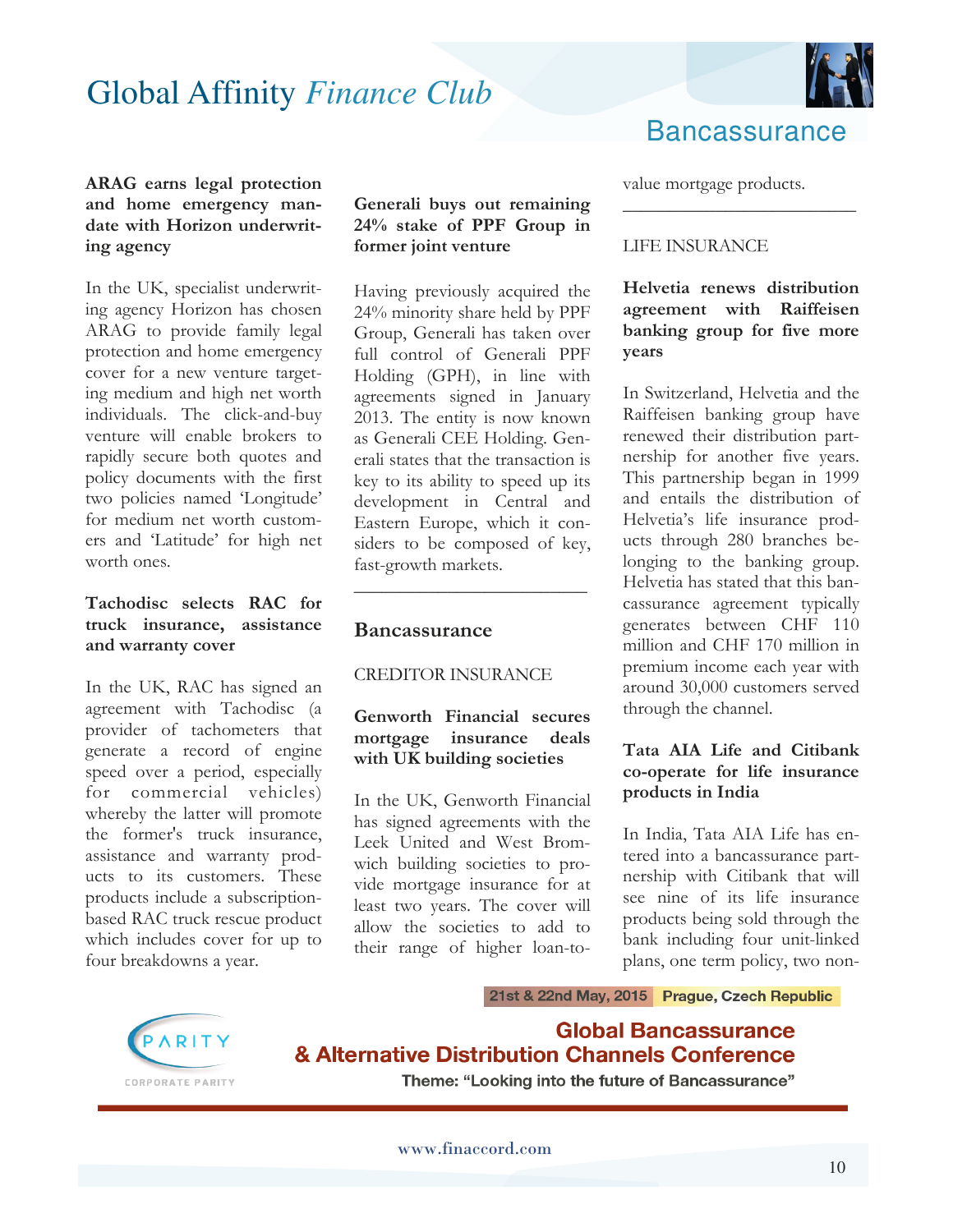**ARAG earns legal protection and home emergency mandate with Horizon underwriting agency**

In the UK, specialist underwriting agency Horizon has chosen ARAG to provide family legal protection and home emergency cover for a new venture targeting medium and high net worth individuals. The click-and-buy venture will enable brokers to rapidly secure both quotes and policy documents with the first two policies named 'Longitude' for medium net worth customers and 'Latitude' for high net worth ones.

**Tachodisc selects RAC for truck insurance, assistance and warranty cover**

In the UK, RAC has signed an agreement with Tachodisc (a provider of tachometers that generate a record of engine speed over a period, especially for commercial vehicles) whereby the latter will promote the former's truck insurance, assistance and warranty products to its customers. These products include a subscription-based RAC truck rescue product which includes cover for up to four breakdowns a year.

**Generali buys out remaining 24% stake of PPF Group in former joint venture**

Having previously acquired the 24% minority share held by PPF Group, Generali has taken over full control of Generali PPF Holding (GPH), in line with agreements signed in January 2013. The entity is now known as Generali CEE Holding. Generali states that the transaction is key to its ability to speed up its development in Central and Eastern Europe, which it considers to be composed of key, fast-growth markets.

---

## Bancassurance

CREDITOR INSURANCE

**Genworth Financial secures mortgage insurance deals with UK building societies**

In the UK, Genworth Financial has signed agreements with the Leek United and West Bromwich building societies to provide mortgage insurance for at least two years. The cover will allow the societies to add to their range of higher loan-to-value mortgage products.

---

LIFE INSURANCE

**Helvetia renews distribution agreement with Raiffeisen banking group for five more years**

In Switzerland, Helvetia and the Raiffeisen banking group have renewed their distribution partnership for another five years. This partnership began in 1999 and entails the distribution of Helvetia's life insurance products through 280 branches belonging to the banking group. Helvetia has stated that this bancassurance agreement typically generates between CHF 110 million and CHF 170 million in premium income each year with around 30,000 customers served through the channel.

**Tata AIA Life and Citibank co-operate for life insurance products in India**

In India, Tata AIA Life has entered into a bancassurance partnership with Citibank that will see nine of its life insurance products being sold through the bank including four unit-linked plans, one term policy, two non-

21st & 22nd May, 2015 Prague, Czech Republic

PARITY CORPORATE PARITY

Global Bancassurance & Alternative Distribution Channels Conference

Theme: "Looking into the future of Bancassurance"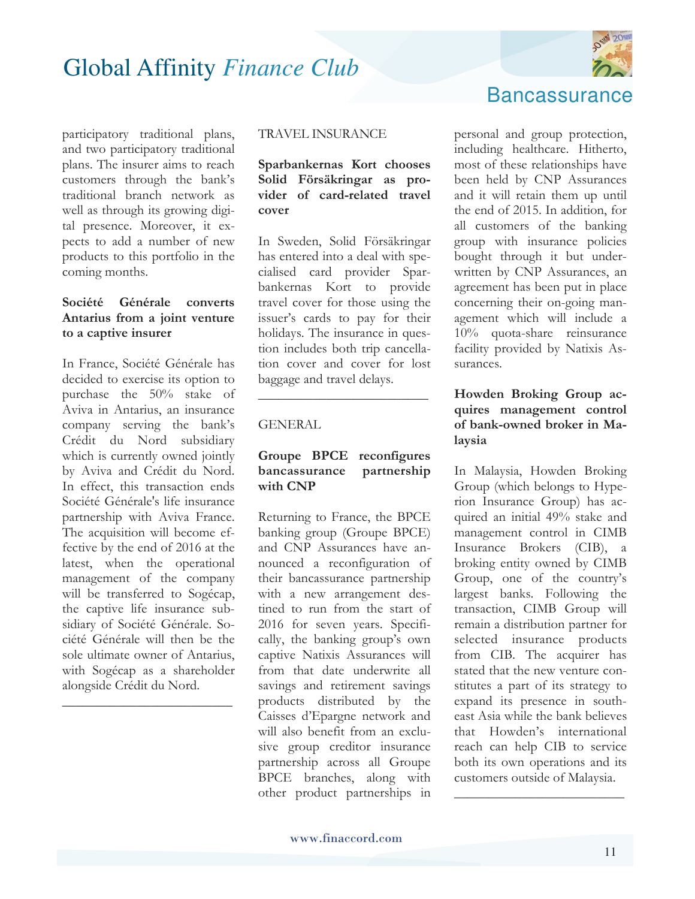participatory traditional plans, and two participatory traditional plans. The insurer aims to reach customers through the bank's traditional branch network as well as through its growing digital presence. Moreover, it expects to add a number of new products to this portfolio in the coming months.

**Société Générale converts Antarius from a joint venture to a captive insurer**

In France, Société Générale has decided to exercise its option to purchase the 50% stake of Aviva in Antarius, an insurance company serving the bank's Crédit du Nord subsidiary which is currently owned jointly by Aviva and Crédit du Nord. In effect, this transaction ends Société Générale's life insurance partnership with Aviva France. The acquisition will become effective by the end of 2016 at the latest, when the operational management of the company will be transferred to Sogécap, the captive life insurance subsidiary of Société Générale. Société Générale will then be the sole ultimate owner of Antarius, with Sogécap as a shareholder alongside Crédit du Nord.

---

TRAVEL INSURANCE

**Sparbankernas Kort chooses Solid Försäkringar as provider of card-related travel cover**

In Sweden, Solid Försäkringar has entered into a deal with specialised card provider Sparbankernas Kort to provide travel cover for those using the issuer's cards to pay for their holidays. The insurance in question includes both trip cancellation cover and cover for lost baggage and travel delays.

---

GENERAL

**Groupe BPCE reconfigures bancassurance partnership with CNP**

Returning to France, the BPCE banking group (Groupe BPCE) and CNP Assurances have announced a reconfiguration of their bancassurance partnership with a new arrangement destined to run from the start of 2016 for seven years. Specifically, the banking group's own captive Natixis Assurances will from that date underwrite all savings and retirement savings products distributed by the Caisses d'Epargne network and will also benefit from an exclusive group creditor insurance partnership across all Groupe BPCE branches, along with other product partnerships in personal and group protection, including healthcare. Hitherto, most of these relationships have been held by CNP Assurances and it will retain them up until the end of 2015. In addition, for all customers of the banking group with insurance policies bought through it but underwritten by CNP Assurances, an agreement has been put in place concerning their on-going management which will include a 10% quota-share reinsurance facility provided by Natixis Assurances.

**Howden Broking Group acquires management control of bank-owned broker in Malaysia**

In Malaysia, Howden Broking Group (which belongs to Hyperion Insurance Group) has acquired an initial 49% stake and management control in CIMB Insurance Brokers (CIB), a broking entity owned by CIMB Group, one of the country's largest banks. Following the transaction, CIMB Group will remain a distribution partner for selected insurance products from CIB. The acquirer has stated that the new venture constitutes a part of its strategy to expand its presence in south-east Asia while the bank believes that Howden's international reach can help CIB to service both its own operations and its customers outside of Malaysia.

---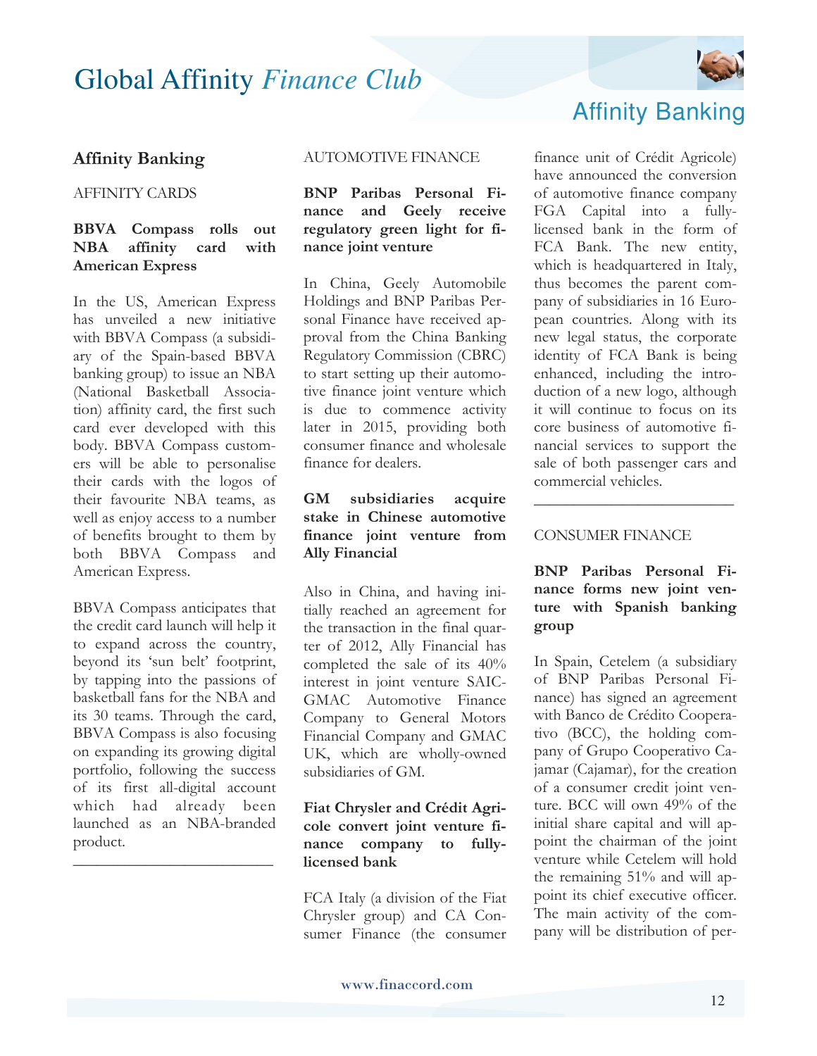## Affinity Banking

AFFINITY CARDS

**BBVA Compass rolls out NBA affinity card with American Express**

In the US, American Express has unveiled a new initiative with BBVA Compass (a subsidiary of the Spain-based BBVA banking group) to issue an NBA (National Basketball Association) affinity card, the first such card ever developed with this body. BBVA Compass customers will be able to personalise their cards with the logos of their favourite NBA teams, as well as enjoy access to a number of benefits brought to them by both BBVA Compass and American Express.

BBVA Compass anticipates that the credit card launch will help it to expand across the country, beyond its 'sun belt' footprint, by tapping into the passions of basketball fans for the NBA and its 30 teams. Through the card, BBVA Compass is also focusing on expanding its growing digital portfolio, following the success of its first all-digital account which had already been launched as an NBA-branded product.

---

AUTOMOTIVE FINANCE

**BNP Paribas Personal Finance and Geely receive regulatory green light for finance joint venture**

In China, Geely Automobile Holdings and BNP Paribas Personal Finance have received approval from the China Banking Regulatory Commission (CBRC) to start setting up their automotive finance joint venture which is due to commence activity later in 2015, providing both consumer finance and wholesale finance for dealers.

**GM subsidiaries acquire stake in Chinese automotive finance joint venture from Ally Financial**

Also in China, and having initially reached an agreement for the transaction in the final quarter of 2012, Ally Financial has completed the sale of its 40% interest in joint venture SAIC-GMAC Automotive Finance Company to General Motors Financial Company and GMAC UK, which are wholly-owned subsidiaries of GM.

**Fiat Chrysler and Crédit Agricole convert joint venture finance company to fully-licensed bank**

FCA Italy (a division of the Fiat Chrysler group) and CA Consumer Finance (the consumer finance unit of Crédit Agricole) have announced the conversion of automotive finance company FGA Capital into a fully-licensed bank in the form of FCA Bank. The new entity, which is headquartered in Italy, thus becomes the parent company of subsidiaries in 16 European countries. Along with its new legal status, the corporate identity of FCA Bank is being enhanced, including the introduction of a new logo, although it will continue to focus on its core business of automotive financial services to support the sale of both passenger cars and commercial vehicles.

---

CONSUMER FINANCE

**BNP Paribas Personal Finance forms new joint venture with Spanish banking group**

In Spain, Cetelem (a subsidiary of BNP Paribas Personal Finance) has signed an agreement with Banco de Crédito Cooperativo (BCC), the holding company of Grupo Cooperativo Cajamar (Cajamar), for the creation of a consumer credit joint venture. BCC will own 49% of the initial share capital and will appoint the chairman of the joint venture while Cetelem will hold the remaining 51% and will appoint its chief executive officer. The main activity of the company will be distribution of per-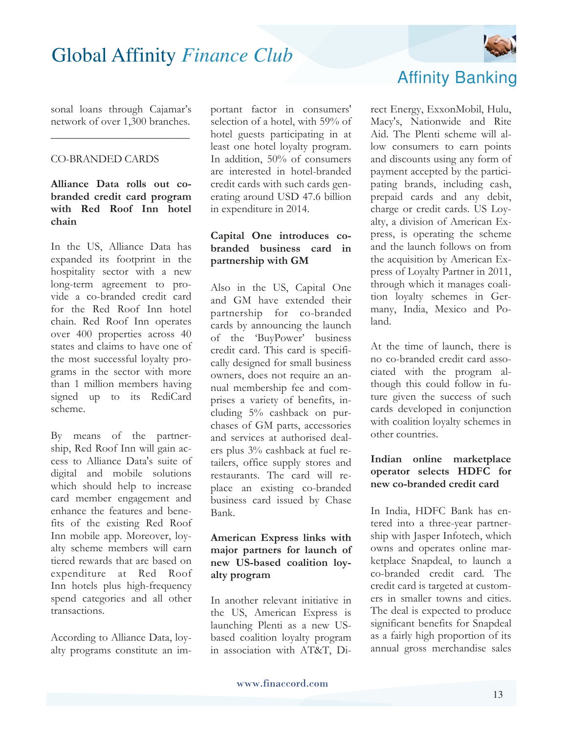sonal loans through Cajamar's network of over 1,300 branches.

---

CO-BRANDED CARDS

**Alliance Data rolls out co-branded credit card program with Red Roof Inn hotel chain**

In the US, Alliance Data has expanded its footprint in the hospitality sector with a new long-term agreement to provide a co-branded credit card for the Red Roof Inn hotel chain. Red Roof Inn operates over 400 properties across 40 states and claims to have one of the most successful loyalty programs in the sector with more than 1 million members having signed up to its RediCard scheme.

By means of the partnership, Red Roof Inn will gain access to Alliance Data's suite of digital and mobile solutions which should help to increase card member engagement and enhance the features and benefits of the existing Red Roof Inn mobile app. Moreover, loyalty scheme members will earn tiered rewards that are based on expenditure at Red Roof Inn hotels plus high-frequency spend categories and all other transactions.

According to Alliance Data, loyalty programs constitute an important factor in consumers' selection of a hotel, with 59% of hotel guests participating in at least one hotel loyalty program. In addition, 50% of consumers are interested in hotel-branded credit cards with such cards generating around USD 47.6 billion in expenditure in 2014.

**Capital One introduces co-branded business card in partnership with GM**

Also in the US, Capital One and GM have extended their partnership for co-branded cards by announcing the launch of the 'BuyPower' business credit card. This card is specifically designed for small business owners, does not require an annual membership fee and comprises a variety of benefits, including 5% cashback on purchases of GM parts, accessories and services at authorised dealers plus 3% cashback at fuel retailers, office supply stores and restaurants. The card will replace an existing co-branded business card issued by Chase Bank.

**American Express links with major partners for launch of new US-based coalition loyalty program**

In another relevant initiative in the US, American Express is launching Plenti as a new US-based coalition loyalty program in association with AT&T, Direct Energy, ExxonMobil, Hulu, Macy's, Nationwide and Rite Aid. The Plenti scheme will allow consumers to earn points and discounts using any form of payment accepted by the participating brands, including cash, prepaid cards and any debit, charge or credit cards. US Loyalty, a division of American Express, is operating the scheme and the launch follows on from the acquisition by American Express of Loyalty Partner in 2011, through which it manages coalition loyalty schemes in Germany, India, Mexico and Poland.

At the time of launch, there is no co-branded credit card associated with the program although this could follow in future given the success of such cards developed in conjunction with coalition loyalty schemes in other countries.

**Indian online marketplace operator selects HDFC for new co-branded credit card**

In India, HDFC Bank has entered into a three-year partnership with Jasper Infotech, which owns and operates online marketplace Snapdeal, to launch a co-branded credit card. The credit card is targeted at customers in smaller towns and cities. The deal is expected to produce significant benefits for Snapdeal as a fairly high proportion of its annual gross merchandise sales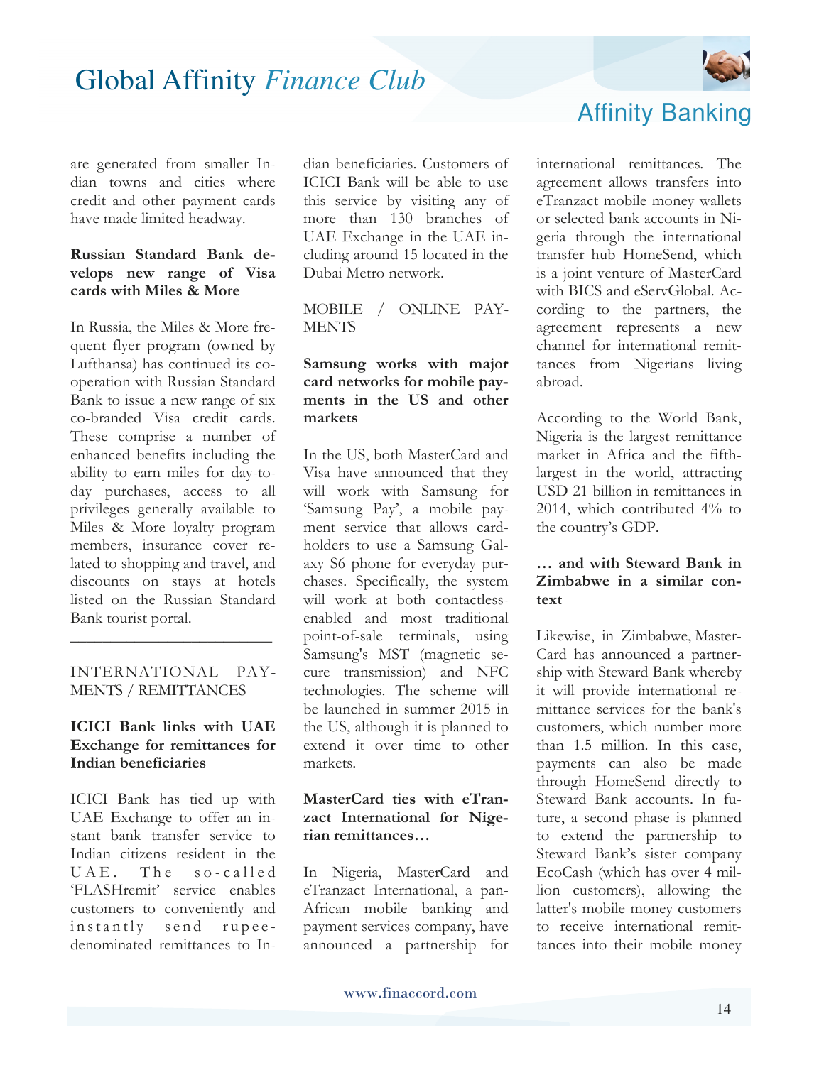are generated from smaller Indian towns and cities where credit and other payment cards have made limited headway.

**Russian Standard Bank develops new range of Visa cards with Miles & More**

In Russia, the Miles & More frequent flyer program (owned by Lufthansa) has continued its cooperation with Russian Standard Bank to issue a new range of six co-branded Visa credit cards. These comprise a number of enhanced benefits including the ability to earn miles for day-to-day purchases, access to all privileges generally available to Miles & More loyalty program members, insurance cover related to shopping and travel, and discounts on stays at hotels listed on the Russian Standard Bank tourist portal.

---

INTERNATIONAL PAYMENTS / REMITTANCES

**ICICI Bank links with UAE Exchange for remittances for Indian beneficiaries**

ICICI Bank has tied up with UAE Exchange to offer an instant bank transfer service to Indian citizens resident in the UAE. The so-called 'FLASHremit' service enables customers to conveniently and instantly send rupee-denominated remittances to Indian beneficiaries. Customers of ICICI Bank will be able to use this service by visiting any of more than 130 branches of UAE Exchange in the UAE including around 15 located in the Dubai Metro network.

MOBILE / ONLINE PAYMENTS

**Samsung works with major card networks for mobile payments in the US and other markets**

In the US, both MasterCard and Visa have announced that they will work with Samsung for 'Samsung Pay', a mobile payment service that allows cardholders to use a Samsung Galaxy S6 phone for everyday purchases. Specifically, the system will work at both contactless-enabled and most traditional point-of-sale terminals, using Samsung's MST (magnetic secure transmission) and NFC technologies. The scheme will be launched in summer 2015 in the US, although it is planned to extend it over time to other markets.

**MasterCard ties with eTranzact International for Nigerian remittances…**

In Nigeria, MasterCard and eTranzact International, a pan-African mobile banking and payment services company, have announced a partnership for international remittances. The agreement allows transfers into eTranzact mobile money wallets or selected bank accounts in Nigeria through the international transfer hub HomeSend, which is a joint venture of MasterCard with BICS and eServGlobal. According to the partners, the agreement represents a new channel for international remittances from Nigerians living abroad.

According to the World Bank, Nigeria is the largest remittance market in Africa and the fifth-largest in the world, attracting USD 21 billion in remittances in 2014, which contributed 4% to the country's GDP.

**… and with Steward Bank in Zimbabwe in a similar context**

Likewise, in Zimbabwe, MasterCard has announced a partnership with Steward Bank whereby it will provide international remittance services for the bank's customers, which number more than 1.5 million. In this case, payments can also be made through HomeSend directly to Steward Bank accounts. In future, a second phase is planned to extend the partnership to Steward Bank's sister company EcoCash (which has over 4 million customers), allowing the latter's mobile money customers to receive international remittances into their mobile money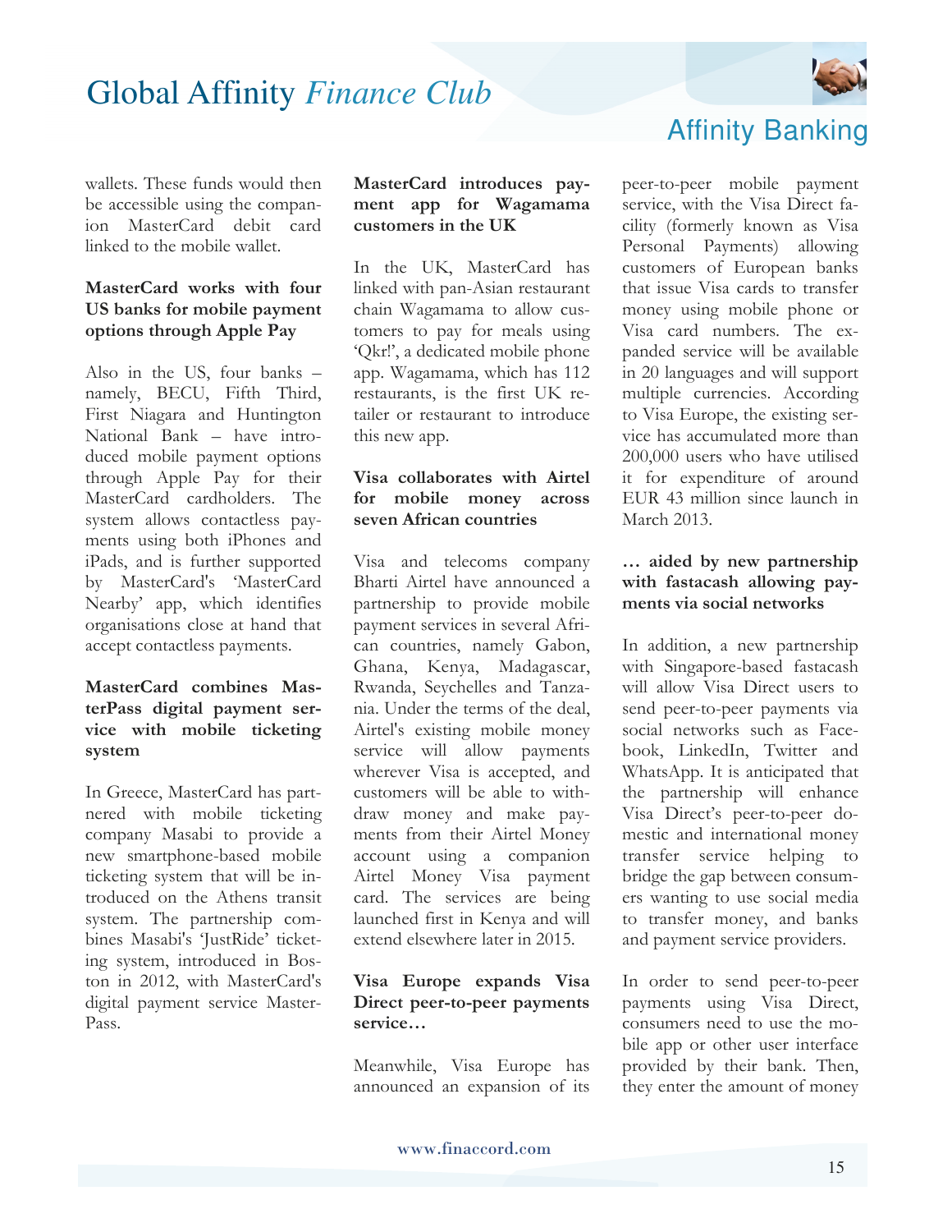wallets. These funds would then be accessible using the companion MasterCard debit card linked to the mobile wallet.

**MasterCard works with four US banks for mobile payment options through Apple Pay**

Also in the US, four banks – namely, BECU, Fifth Third, First Niagara and Huntington National Bank – have introduced mobile payment options through Apple Pay for their MasterCard cardholders. The system allows contactless payments using both iPhones and iPads, and is further supported by MasterCard's 'MasterCard Nearby' app, which identifies organisations close at hand that accept contactless payments.

**MasterCard combines MasterPass digital payment service with mobile ticketing system**

In Greece, MasterCard has partnered with mobile ticketing company Masabi to provide a new smartphone-based mobile ticketing system that will be introduced on the Athens transit system. The partnership combines Masabi's 'JustRide' ticketing system, introduced in Boston in 2012, with MasterCard's digital payment service MasterPass.

**MasterCard introduces payment app for Wagamama customers in the UK**

In the UK, MasterCard has linked with pan-Asian restaurant chain Wagamama to allow customers to pay for meals using 'Qkr!', a dedicated mobile phone app. Wagamama, which has 112 restaurants, is the first UK retailer or restaurant to introduce this new app.

**Visa collaborates with Airtel for mobile money across seven African countries**

Visa and telecoms company Bharti Airtel have announced a partnership to provide mobile payment services in several African countries, namely Gabon, Ghana, Kenya, Madagascar, Rwanda, Seychelles and Tanzania. Under the terms of the deal, Airtel's existing mobile money service will allow payments wherever Visa is accepted, and customers will be able to withdraw money and make payments from their Airtel Money account using a companion Airtel Money Visa payment card. The services are being launched first in Kenya and will extend elsewhere later in 2015.

**Visa Europe expands Visa Direct peer-to-peer payments service…**

Meanwhile, Visa Europe has announced an expansion of its peer-to-peer mobile payment service, with the Visa Direct facility (formerly known as Visa Personal Payments) allowing customers of European banks that issue Visa cards to transfer money using mobile phone or Visa card numbers. The expanded service will be available in 20 languages and will support multiple currencies. According to Visa Europe, the existing service has accumulated more than 200,000 users who have utilised it for expenditure of around EUR 43 million since launch in March 2013.

**… aided by new partnership with fastacash allowing payments via social networks**

In addition, a new partnership with Singapore-based fastacash will allow Visa Direct users to send peer-to-peer payments via social networks such as Facebook, LinkedIn, Twitter and WhatsApp. It is anticipated that the partnership will enhance Visa Direct's peer-to-peer domestic and international money transfer service helping to bridge the gap between consumers wanting to use social media to transfer money, and banks and payment service providers.

In order to send peer-to-peer payments using Visa Direct, consumers need to use the mobile app or other user interface provided by their bank. Then, they enter the amount of money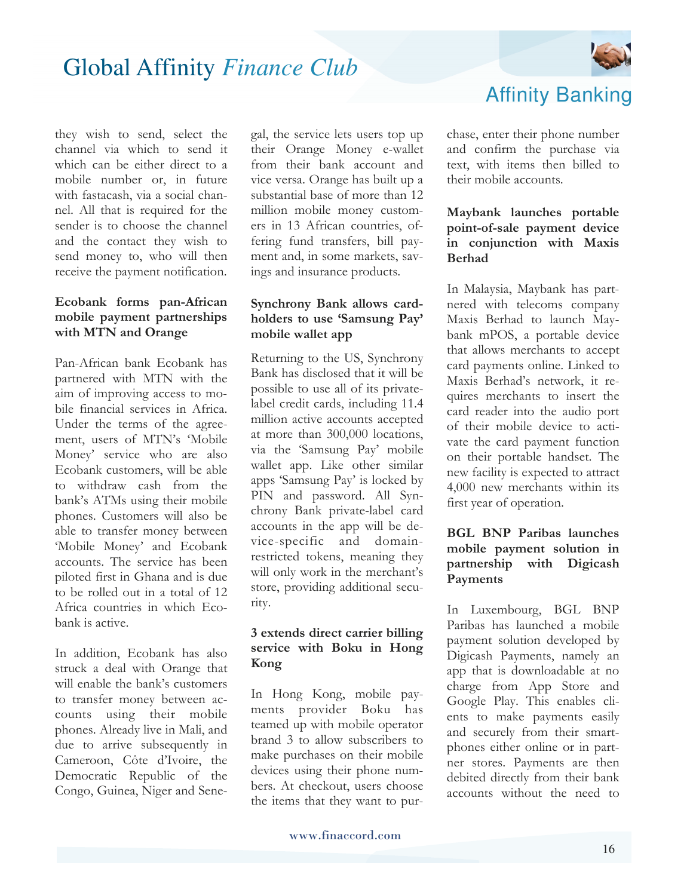they wish to send, select the channel via which to send it which can be either direct to a mobile number or, in future with fastacash, via a social channel. All that is required for the sender is to choose the channel and the contact they wish to send money to, who will then receive the payment notification.

**Ecobank forms pan-African mobile payment partnerships with MTN and Orange**

Pan-African bank Ecobank has partnered with MTN with the aim of improving access to mobile financial services in Africa. Under the terms of the agreement, users of MTN's 'Mobile Money' service who are also Ecobank customers, will be able to withdraw cash from the bank's ATMs using their mobile phones. Customers will also be able to transfer money between 'Mobile Money' and Ecobank accounts. The service has been piloted first in Ghana and is due to be rolled out in a total of 12 Africa countries in which Ecobank is active.

In addition, Ecobank has also struck a deal with Orange that will enable the bank's customers to transfer money between accounts using their mobile phones. Already live in Mali, and due to arrive subsequently in Cameroon, Côte d'Ivoire, the Democratic Republic of the Congo, Guinea, Niger and Senegal, the service lets users top up their Orange Money e-wallet from their bank account and vice versa. Orange has built up a substantial base of more than 12 million mobile money customers in 13 African countries, offering fund transfers, bill payment and, in some markets, savings and insurance products.

**Synchrony Bank allows cardholders to use 'Samsung Pay' mobile wallet app**

Returning to the US, Synchrony Bank has disclosed that it will be possible to use all of its private-label credit cards, including 11.4 million active accounts accepted at more than 300,000 locations, via the 'Samsung Pay' mobile wallet app. Like other similar apps 'Samsung Pay' is locked by PIN and password. All Synchrony Bank private-label card accounts in the app will be device-specific and domain-restricted tokens, meaning they will only work in the merchant's store, providing additional security.

**3 extends direct carrier billing service with Boku in Hong Kong**

In Hong Kong, mobile payments provider Boku has teamed up with mobile operator brand 3 to allow subscribers to make purchases on their mobile devices using their phone numbers. At checkout, users choose the items that they want to purchase, enter their phone number and confirm the purchase via text, with items then billed to their mobile accounts.

**Maybank launches portable point-of-sale payment device in conjunction with Maxis Berhad**

In Malaysia, Maybank has partnered with telecoms company Maxis Berhad to launch Maybank mPOS, a portable device that allows merchants to accept card payments online. Linked to Maxis Berhad's network, it requires merchants to insert the card reader into the audio port of their mobile device to activate the card payment function on their portable handset. The new facility is expected to attract 4,000 new merchants within its first year of operation.

**BGL BNP Paribas launches mobile payment solution in partnership with Digicash Payments**

In Luxembourg, BGL BNP Paribas has launched a mobile payment solution developed by Digicash Payments, namely an app that is downloadable at no charge from App Store and Google Play. This enables clients to make payments easily and securely from their smartphones either online or in partner stores. Payments are then debited directly from their bank accounts without the need to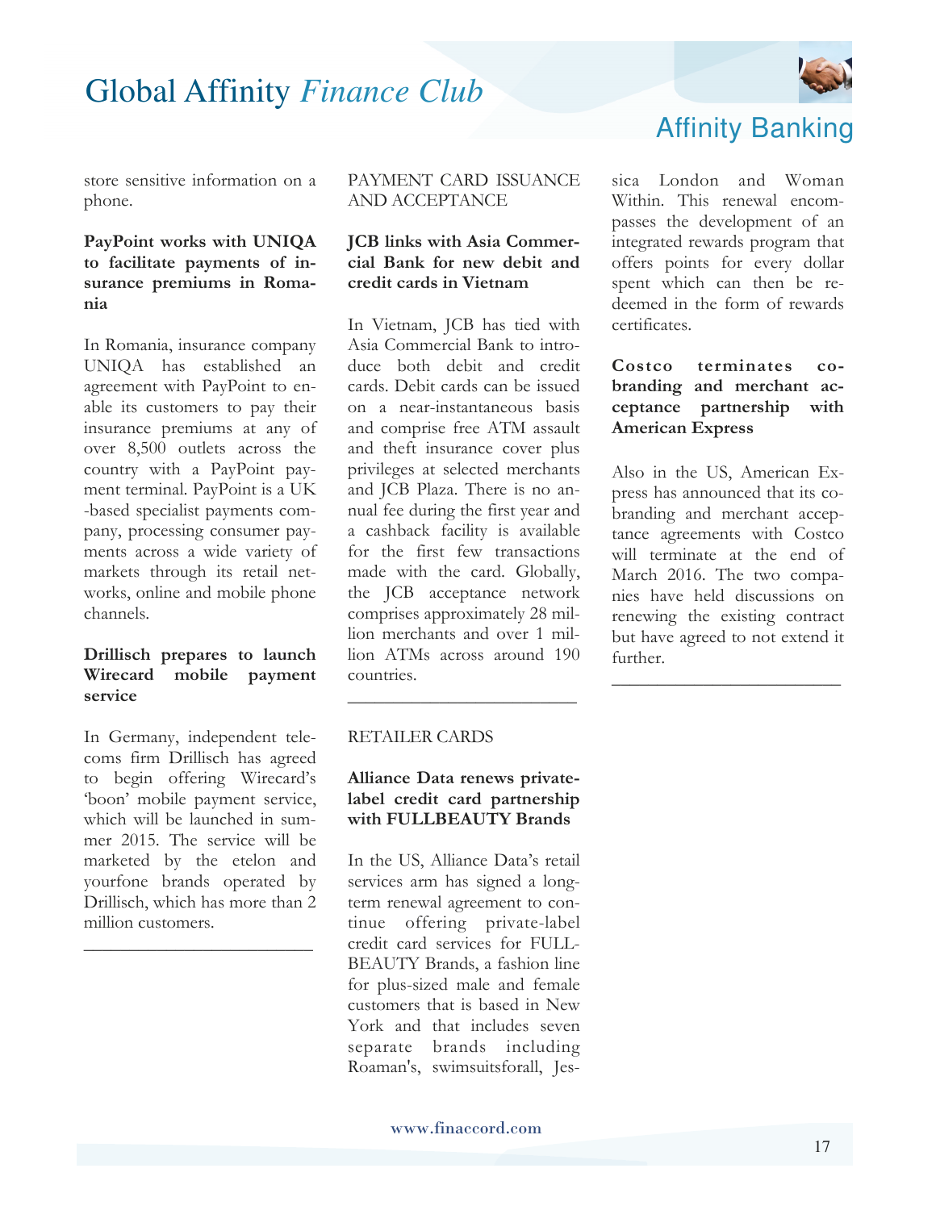store sensitive information on a phone.

**PayPoint works with UNIQA to facilitate payments of insurance premiums in Romania**

In Romania, insurance company UNIQA has established an agreement with PayPoint to enable its customers to pay their insurance premiums at any of over 8,500 outlets across the country with a PayPoint payment terminal. PayPoint is a UK-based specialist payments company, processing consumer payments across a wide variety of markets through its retail networks, online and mobile phone channels.

**Drillisch prepares to launch Wirecard mobile payment service**

In Germany, independent telecoms firm Drillisch has agreed to begin offering Wirecard's 'boon' mobile payment service, which will be launched in summer 2015. The service will be marketed by the etelon and yourfone brands operated by Drillisch, which has more than 2 million customers.

---

PAYMENT CARD ISSUANCE AND ACCEPTANCE

**JCB links with Asia Commercial Bank for new debit and credit cards in Vietnam**

In Vietnam, JCB has tied with Asia Commercial Bank to introduce both debit and credit cards. Debit cards can be issued on a near-instantaneous basis and comprise free ATM assault and theft insurance cover plus privileges at selected merchants and JCB Plaza. There is no annual fee during the first year and a cashback facility is available for the first few transactions made with the card. Globally, the JCB acceptance network comprises approximately 28 million merchants and over 1 million ATMs across around 190 countries.

---

RETAILER CARDS

**Alliance Data renews private-label credit card partnership with FULLBEAUTY Brands**

In the US, Alliance Data's retail services arm has signed a long-term renewal agreement to continue offering private-label credit card services for FULLBEAUTY Brands, a fashion line for plus-sized male and female customers that is based in New York and that includes seven separate brands including Roaman's, swimsuitsforall, Jessica London and Woman Within. This renewal encompasses the development of an integrated rewards program that offers points for every dollar spent which can then be redeemed in the form of rewards certificates.

**Costco terminates co-branding and merchant acceptance partnership with American Express**

Also in the US, American Express has announced that its co-branding and merchant acceptance agreements with Costco will terminate at the end of March 2016. The two companies have held discussions on renewing the existing contract but have agreed to not extend it further.

---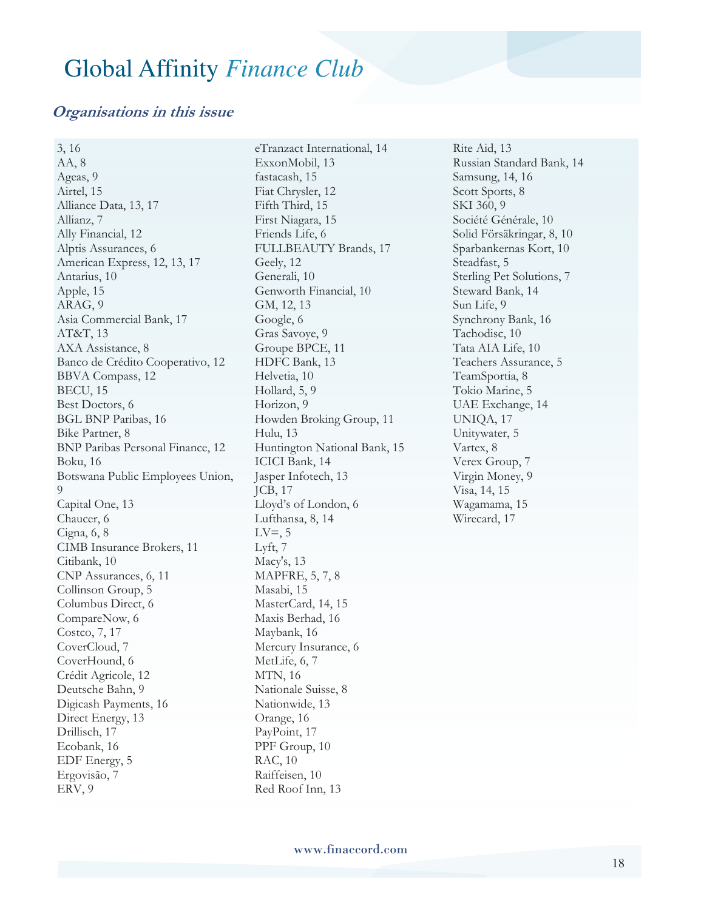# Global Affinity *Finance Club*

## *Organisations in this issue*

3, 16
AA, 8
Ageas, 9
Airtel, 15
Alliance Data, 13, 17
Allianz, 7
Ally Financial, 12
Alptis Assurances, 6
American Express, 12, 13, 17
Antarius, 10
Apple, 15
ARAG, 9
Asia Commercial Bank, 17
AT&T, 13
AXA Assistance, 8
Banco de Crédito Cooperativo, 12
BBVA Compass, 12
BECU, 15
Best Doctors, 6
BGL BNP Paribas, 16
Bike Partner, 8
BNP Paribas Personal Finance, 12
Boku, 16
Botswana Public Employees Union, 9
Capital One, 13
Chaucer, 6
Cigna, 6, 8
CIMB Insurance Brokers, 11
Citibank, 10
CNP Assurances, 6, 11
Collinson Group, 5
Columbus Direct, 6
CompareNow, 6
Costco, 7, 17
CoverCloud, 7
CoverHound, 6
Crédit Agricole, 12
Deutsche Bahn, 9
Digicash Payments, 16
Direct Energy, 13
Drillisch, 17
Ecobank, 16
EDF Energy, 5
Ergovisão, 7
ERV, 9
eTranzact International, 14
ExxonMobil, 13
fastacash, 15
Fiat Chrysler, 12
Fifth Third, 15
First Niagara, 15
Friends Life, 6
FULLBEAUTY Brands, 17
Geely, 12
Generali, 10
Genworth Financial, 10
GM, 12, 13
Google, 6
Gras Savoye, 9
Groupe BPCE, 11
HDFC Bank, 13
Helvetia, 10
Hollard, 5, 9
Horizon, 9
Howden Broking Group, 11
Hulu, 13
Huntington National Bank, 15
ICICI Bank, 14
Jasper Infotech, 13
JCB, 17
Lloyd's of London, 6
Lufthansa, 8, 14
LV=, 5
Lyft, 7
Macy's, 13
MAPFRE, 5, 7, 8
Masabi, 15
MasterCard, 14, 15
Maxis Berhad, 16
Maybank, 16
Mercury Insurance, 6
MetLife, 6, 7
MTN, 16
Nationale Suisse, 8
Nationwide, 13
Orange, 16
PayPoint, 17
PPF Group, 10
RAC, 10
Raiffeisen, 10
Red Roof Inn, 13
Rite Aid, 13
Russian Standard Bank, 14
Samsung, 14, 16
Scott Sports, 8
SKI 360, 9
Société Générale, 10
Solid Försäkringar, 8, 10
Sparbankernas Kort, 10
Steadfast, 5
Sterling Pet Solutions, 7
Steward Bank, 14
Sun Life, 9
Synchrony Bank, 16
Tachodisc, 10
Tata AIA Life, 10
Teachers Assurance, 5
TeamSportia, 8
Tokio Marine, 5
UAE Exchange, 14
UNIQA, 17
Unitywater, 5
Vartex, 8
Verex Group, 7
Virgin Money, 9
Visa, 14, 15
Wagamama, 15
Wirecard, 17

www.finaccord.com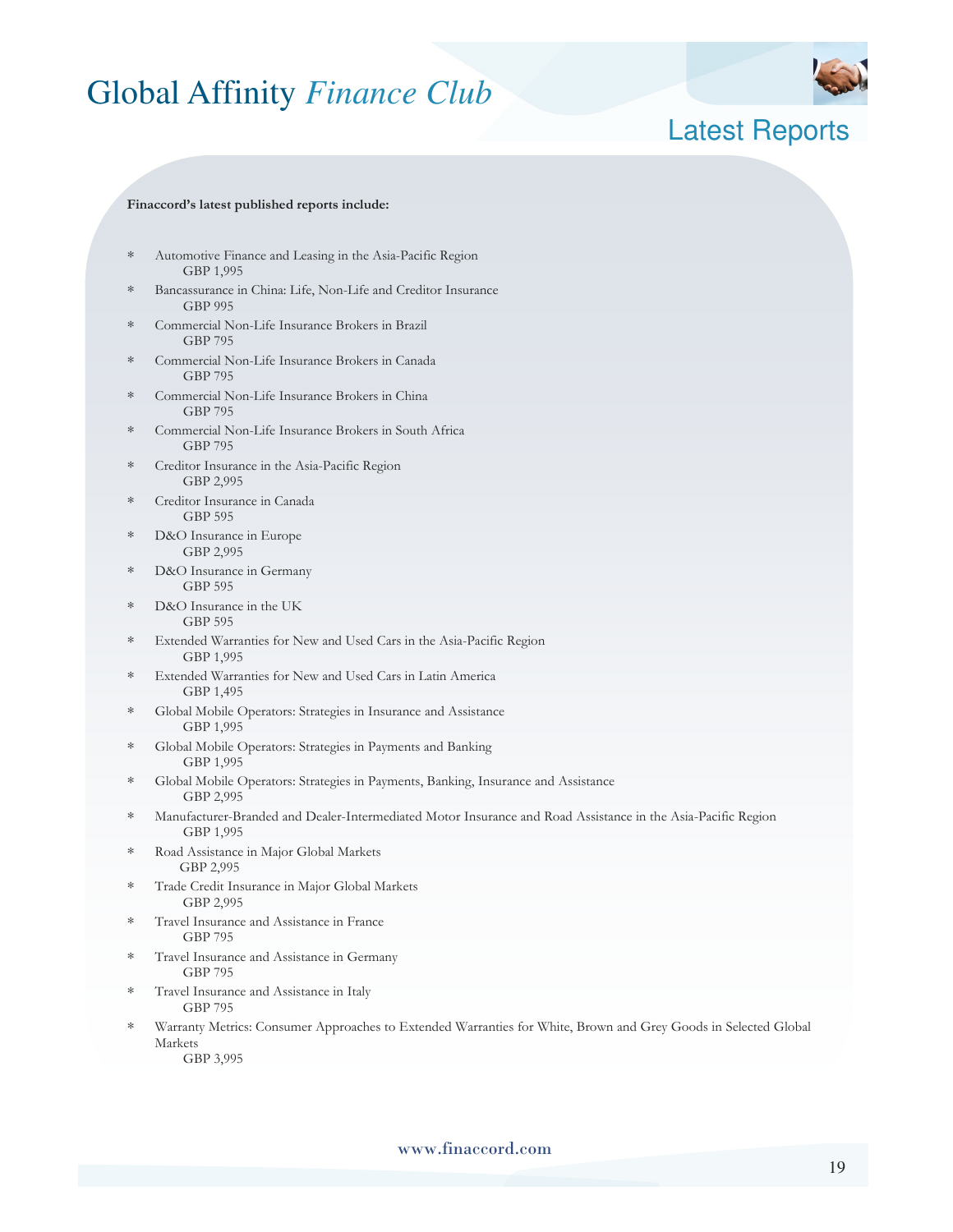# Global Affinity *Finance Club*

## Latest Reports

**Finaccord's latest published reports include:**

* Automotive Finance and Leasing in the Asia-Pacific Region
  GBP 1,995
* Bancassurance in China: Life, Non-Life and Creditor Insurance
  GBP 995
* Commercial Non-Life Insurance Brokers in Brazil
  GBP 795
* Commercial Non-Life Insurance Brokers in Canada
  GBP 795
* Commercial Non-Life Insurance Brokers in China
  GBP 795
* Commercial Non-Life Insurance Brokers in South Africa
  GBP 795
* Creditor Insurance in the Asia-Pacific Region
  GBP 2,995
* Creditor Insurance in Canada
  GBP 595
* D&O Insurance in Europe
  GBP 2,995
* D&O Insurance in Germany
  GBP 595
* D&O Insurance in the UK
  GBP 595
* Extended Warranties for New and Used Cars in the Asia-Pacific Region
  GBP 1,995
* Extended Warranties for New and Used Cars in Latin America
  GBP 1,495
* Global Mobile Operators: Strategies in Insurance and Assistance
  GBP 1,995
* Global Mobile Operators: Strategies in Payments and Banking
  GBP 1,995
* Global Mobile Operators: Strategies in Payments, Banking, Insurance and Assistance
  GBP 2,995
* Manufacturer-Branded and Dealer-Intermediated Motor Insurance and Road Assistance in the Asia-Pacific Region
  GBP 1,995
* Road Assistance in Major Global Markets
  GBP 2,995
* Trade Credit Insurance in Major Global Markets
  GBP 2,995
* Travel Insurance and Assistance in France
  GBP 795
* Travel Insurance and Assistance in Germany
  GBP 795
* Travel Insurance and Assistance in Italy
  GBP 795
* Warranty Metrics: Consumer Approaches to Extended Warranties for White, Brown and Grey Goods in Selected Global Markets
  GBP 3,995

www.finaccord.com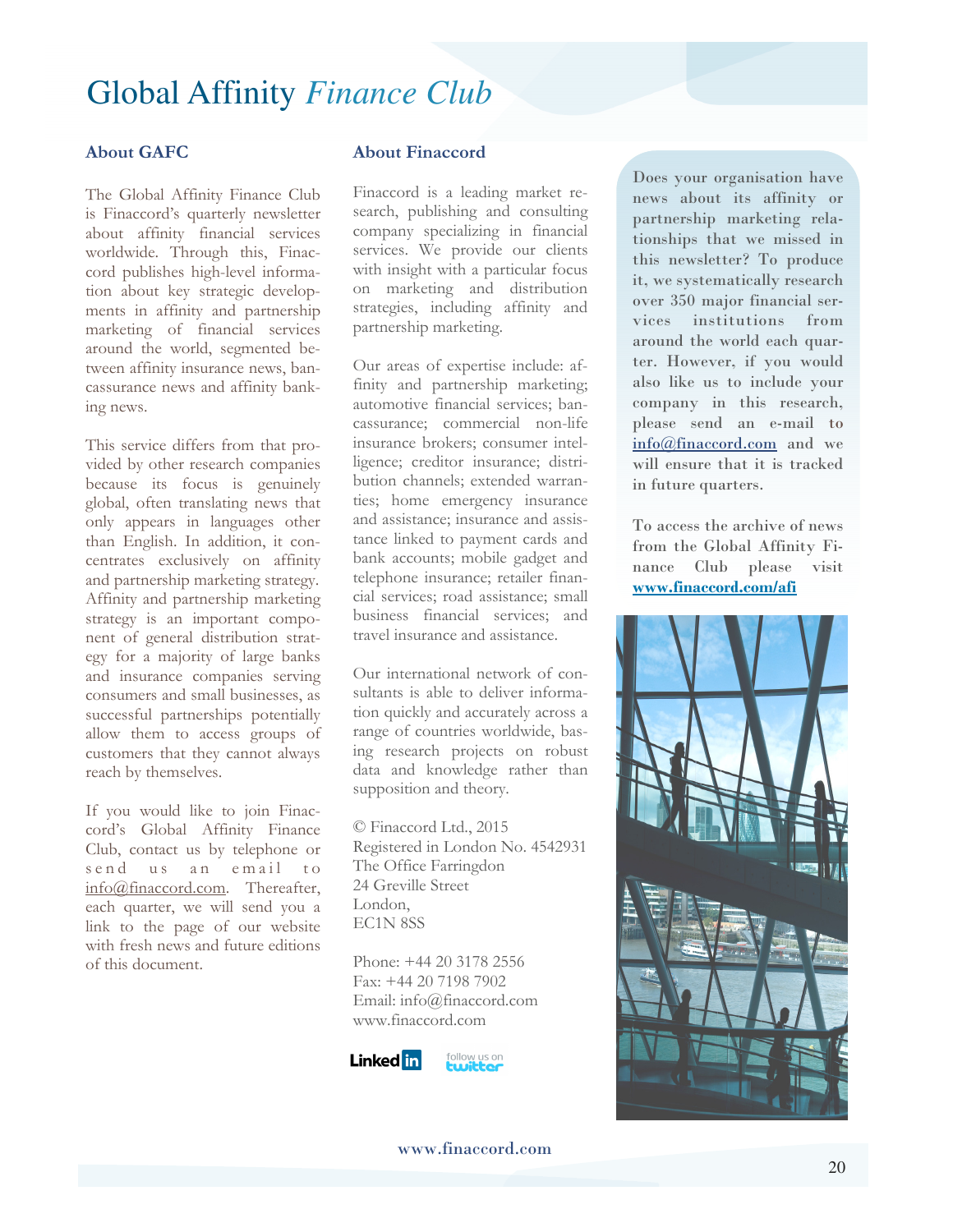# Global Affinity *Finance Club*

## About GAFC

The Global Affinity Finance Club is Finaccord's quarterly newsletter about affinity financial services worldwide. Through this, Finaccord publishes high-level information about key strategic developments in affinity and partnership marketing of financial services around the world, segmented between affinity insurance news, bancassurance news and affinity banking news.

This service differs from that provided by other research companies because its focus is genuinely global, often translating news that only appears in languages other than English. In addition, it concentrates exclusively on affinity and partnership marketing strategy. Affinity and partnership marketing strategy is an important component of general distribution strategy for a majority of large banks and insurance companies serving consumers and small businesses, as successful partnerships potentially allow them to access groups of customers that they cannot always reach by themselves.

If you would like to join Finaccord's Global Affinity Finance Club, contact us by telephone or send us an email to info@finaccord.com. Thereafter, each quarter, we will send you a link to the page of our website with fresh news and future editions of this document.

## About Finaccord

Finaccord is a leading market research, publishing and consulting company specializing in financial services. We provide our clients with insight with a particular focus on marketing and distribution strategies, including affinity and partnership marketing.

Our areas of expertise include: affinity and partnership marketing; automotive financial services; bancassurance; commercial non-life insurance brokers; consumer intelligence; creditor insurance; distribution channels; extended warranties; home emergency insurance and assistance; insurance and assistance linked to payment cards and bank accounts; mobile gadget and telephone insurance; retailer financial services; road assistance; small business financial services; and travel insurance and assistance.

Our international network of consultants is able to deliver information quickly and accurately across a range of countries worldwide, basing research projects on robust data and knowledge rather than supposition and theory.

© Finaccord Ltd., 2015
Registered in London No. 4542931
The Office Farringdon
24 Greville Street
London,
EC1N 8SS

Phone: +44 20 3178 2556
Fax: +44 20 7198 7902
Email: info@finaccord.com
www.finaccord.com

LinkedIn | follow us on twitter

Does your organisation have news about its affinity or partnership marketing relationships that we missed in this newsletter? To produce it, we systematically research over 350 major financial services institutions from around the world each quarter. However, if you would also like us to include your company in this research, please send an e-mail to info@finaccord.com and we will ensure that it is tracked in future quarters.

To access the archive of news from the Global Affinity Finance Club please visit **www.finaccord.com/afi**

www.finaccord.com